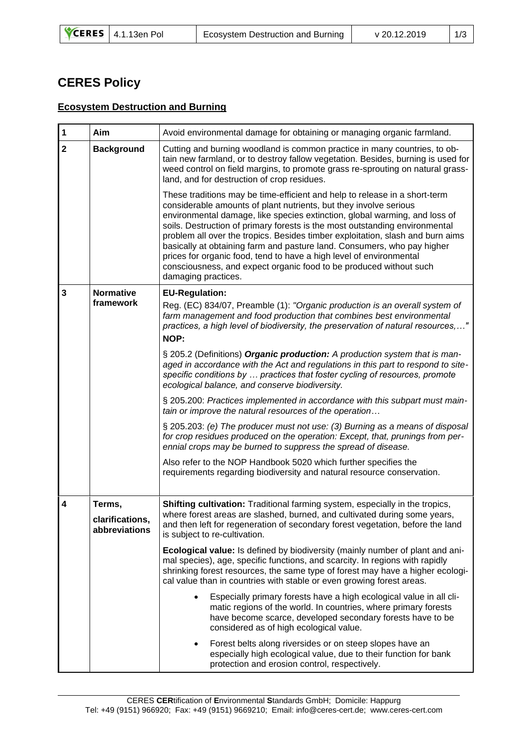# CERES Policy

## Ecosystem Destruction and Burning

| | | |
|---|---|---|
| **1** | **Aim** | Avoid environmental damage for obtaining or managing organic farmland. |
| **2** | **Background** | Cutting and burning woodland is common practice in many countries, to obtain new farmland, or to destroy fallow vegetation. Besides, burning is used for weed control on field margins, to promote grass re-sprouting on natural grassland, and for destruction of crop residues.<br><br>These traditions may be time-efficient and help to release in a short-term considerable amounts of plant nutrients, but they involve serious environmental damage, like species extinction, global warming, and loss of soils. Destruction of primary forests is the most outstanding environmental problem all over the tropics. Besides timber exploitation, slash and burn aims basically at obtaining farm and pasture land. Consumers, who pay higher prices for organic food, tend to have a high level of environmental consciousness, and expect organic food to be produced without such damaging practices. |
| **3** | **Normative framework** | **EU-Regulation:**<br>Reg. (EC) 834/07, Preamble (1): *"Organic production is an overall system of farm management and food production that combines best environmental practices, a high level of biodiversity, the preservation of natural resources,…"*<br>**NOP:**<br><br>§ 205.2 (Definitions) ***Organic production:*** *A production system that is managed in accordance with the Act and regulations in this part to respond to site-specific conditions by … practices that foster cycling of resources, promote ecological balance, and conserve biodiversity.*<br><br>§ 205.200: *Practices implemented in accordance with this subpart must maintain or improve the natural resources of the operation…*<br><br>§ 205.203: *(e) The producer must not use: (3) Burning as a means of disposal for crop residues produced on the operation: Except, that, prunings from perennial crops may be burned to suppress the spread of disease.*<br><br>Also refer to the NOP Handbook 5020 which further specifies the requirements regarding biodiversity and natural resource conservation. |
| **4** | **Terms, clarifications, abbreviations** | **Shifting cultivation:** Traditional farming system, especially in the tropics, where forest areas are slashed, burned, and cultivated during some years, and then left for regeneration of secondary forest vegetation, before the land is subject to re-cultivation.<br><br>**Ecological value:** Is defined by biodiversity (mainly number of plant and animal species), age, specific functions, and scarcity. In regions with rapidly shrinking forest resources, the same type of forest may have a higher ecological value than in countries with stable or even growing forest areas.<br><br>• Especially primary forests have a high ecological value in all climatic regions of the world. In countries, where primary forests have become scarce, developed secondary forests have to be considered as of high ecological value.<br><br>• Forest belts along riversides or on steep slopes have an especially high ecological value, due to their function for bank protection and erosion control, respectively. |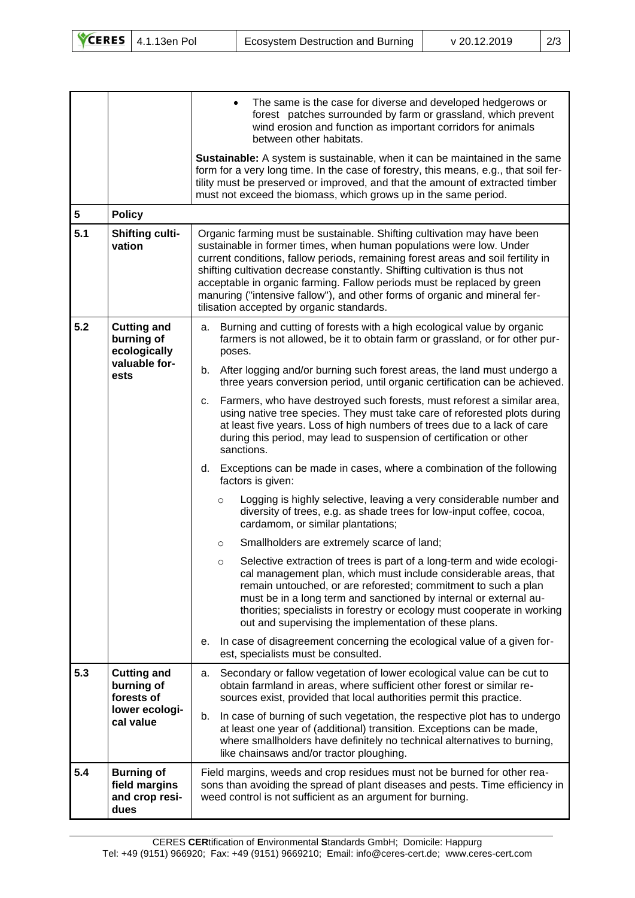|  |  |  |
|---|---|---|
|  |  | • The same is the case for diverse and developed hedgerows or forest patches surrounded by farm or grassland, which prevent wind erosion and function as important corridors for animals between other habitats.<br><br>**Sustainable:** A system is sustainable, when it can be maintained in the same form for a very long time. In the case of forestry, this means, e.g., that soil fertility must be preserved or improved, and that the amount of extracted timber must not exceed the biomass, which grows up in the same period. |
| **5** | **Policy** |  |
| **5.1** | **Shifting cultivation** | Organic farming must be sustainable. Shifting cultivation may have been sustainable in former times, when human populations were low. Under current conditions, fallow periods, remaining forest areas and soil fertility in shifting cultivation decrease constantly. Shifting cultivation is thus not acceptable in organic farming. Fallow periods must be replaced by green manuring ("intensive fallow"), and other forms of organic and mineral fertilisation accepted by organic standards. |
| **5.2** | **Cutting and burning of ecologically valuable forests** | a. Burning and cutting of forests with a high ecological value by organic farmers is not allowed, be it to obtain farm or grassland, or for other purposes.<br><br>b. After logging and/or burning such forest areas, the land must undergo a three years conversion period, until organic certification can be achieved.<br><br>c. Farmers, who have destroyed such forests, must reforest a similar area, using native tree species. They must take care of reforested plots during at least five years. Loss of high numbers of trees due to a lack of care during this period, may lead to suspension of certification or other sanctions.<br><br>d. Exceptions can be made in cases, where a combination of the following factors is given:<br>◦ Logging is highly selective, leaving a very considerable number and diversity of trees, e.g. as shade trees for low-input coffee, cocoa, cardamom, or similar plantations;<br>◦ Smallholders are extremely scarce of land;<br>◦ Selective extraction of trees is part of a long-term and wide ecological management plan, which must include considerable areas, that remain untouched, or are reforested; commitment to such a plan must be in a long term and sanctioned by internal or external authorities; specialists in forestry or ecology must cooperate in working out and supervising the implementation of these plans.<br><br>e. In case of disagreement concerning the ecological value of a given forest, specialists must be consulted. |
| **5.3** | **Cutting and burning of forests of lower ecological value** | a. Secondary or fallow vegetation of lower ecological value can be cut to obtain farmland in areas, where sufficient other forest or similar resources exist, provided that local authorities permit this practice.<br><br>b. In case of burning of such vegetation, the respective plot has to undergo at least one year of (additional) transition. Exceptions can be made, where smallholders have definitely no technical alternatives to burning, like chainsaws and/or tractor ploughing. |
| **5.4** | **Burning of field margins and crop residues** | Field margins, weeds and crop residues must not be burned for other reasons than avoiding the spread of plant diseases and pests. Time efficiency in weed control is not sufficient as an argument for burning. |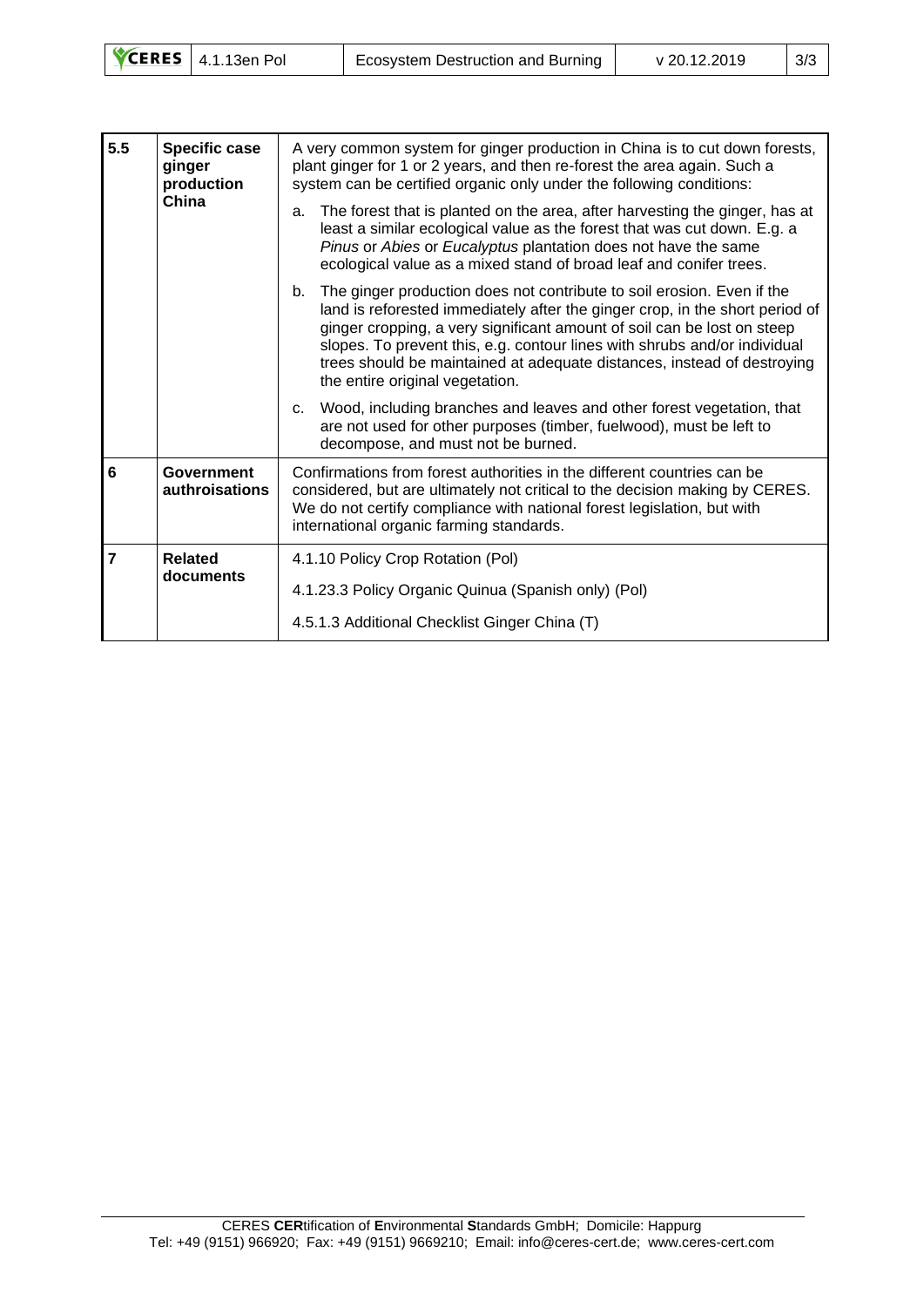| | | |
|---|---|---|
| **5.5** | **Specific case ginger production China** | A very common system for ginger production in China is to cut down forests, plant ginger for 1 or 2 years, and then re-forest the area again. Such a system can be certified organic only under the following conditions:<br>a. The forest that is planted on the area, after harvesting the ginger, has at least a similar ecological value as the forest that was cut down. E.g. a *Pinus* or *Abies* or *Eucalyptus* plantation does not have the same ecological value as a mixed stand of broad leaf and conifer trees.<br>b. The ginger production does not contribute to soil erosion. Even if the land is reforested immediately after the ginger crop, in the short period of ginger cropping, a very significant amount of soil can be lost on steep slopes. To prevent this, e.g. contour lines with shrubs and/or individual trees should be maintained at adequate distances, instead of destroying the entire original vegetation.<br>c. Wood, including branches and leaves and other forest vegetation, that are not used for other purposes (timber, fuelwood), must be left to decompose, and must not be burned. |
| **6** | **Government authroisations** | Confirmations from forest authorities in the different countries can be considered, but are ultimately not critical to the decision making by CERES. We do not certify compliance with national forest legislation, but with international organic farming standards. |
| **7** | **Related documents** | 4.1.10 Policy Crop Rotation (Pol)<br>4.1.23.3 Policy Organic Quinua (Spanish only) (Pol)<br>4.5.1.3 Additional Checklist Ginger China (T) |